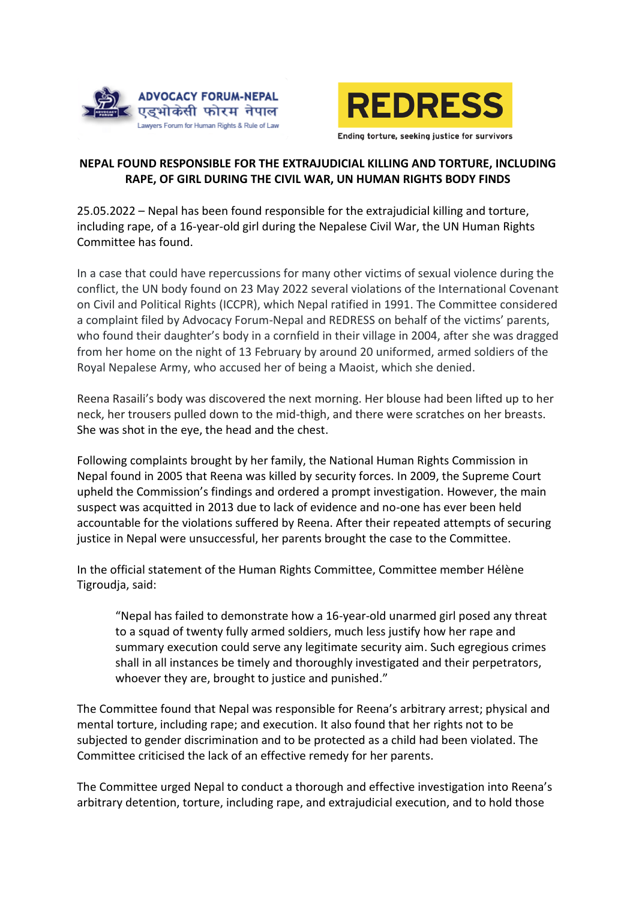ADVOCACY FORUM-NEPAL
एड्भोकेसी फोरम नेपाल
Lawyers Forum for Human Rights & Rule of Law

REDRESS
Ending torture, seeking justice for survivors

# NEPAL FOUND RESPONSIBLE FOR THE EXTRAJUDICIAL KILLING AND TORTURE, INCLUDING RAPE, OF GIRL DURING THE CIVIL WAR, UN HUMAN RIGHTS BODY FINDS

25.05.2022 – Nepal has been found responsible for the extrajudicial killing and torture, including rape, of a 16-year-old girl during the Nepalese Civil War, the UN Human Rights Committee has found.

In a case that could have repercussions for many other victims of sexual violence during the conflict, the UN body found on 23 May 2022 several violations of the International Covenant on Civil and Political Rights (ICCPR), which Nepal ratified in 1991. The Committee considered a complaint filed by Advocacy Forum-Nepal and REDRESS on behalf of the victims' parents, who found their daughter's body in a cornfield in their village in 2004, after she was dragged from her home on the night of 13 February by around 20 uniformed, armed soldiers of the Royal Nepalese Army, who accused her of being a Maoist, which she denied.

Reena Rasaili's body was discovered the next morning. Her blouse had been lifted up to her neck, her trousers pulled down to the mid-thigh, and there were scratches on her breasts. She was shot in the eye, the head and the chest.

Following complaints brought by her family, the National Human Rights Commission in Nepal found in 2005 that Reena was killed by security forces. In 2009, the Supreme Court upheld the Commission's findings and ordered a prompt investigation. However, the main suspect was acquitted in 2013 due to lack of evidence and no-one has ever been held accountable for the violations suffered by Reena. After their repeated attempts of securing justice in Nepal were unsuccessful, her parents brought the case to the Committee.

In the official statement of the Human Rights Committee, Committee member Hélène Tigroudja, said:

> "Nepal has failed to demonstrate how a 16-year-old unarmed girl posed any threat to a squad of twenty fully armed soldiers, much less justify how her rape and summary execution could serve any legitimate security aim. Such egregious crimes shall in all instances be timely and thoroughly investigated and their perpetrators, whoever they are, brought to justice and punished."

The Committee found that Nepal was responsible for Reena's arbitrary arrest; physical and mental torture, including rape; and execution. It also found that her rights not to be subjected to gender discrimination and to be protected as a child had been violated. The Committee criticised the lack of an effective remedy for her parents.

The Committee urged Nepal to conduct a thorough and effective investigation into Reena's arbitrary detention, torture, including rape, and extrajudicial execution, and to hold those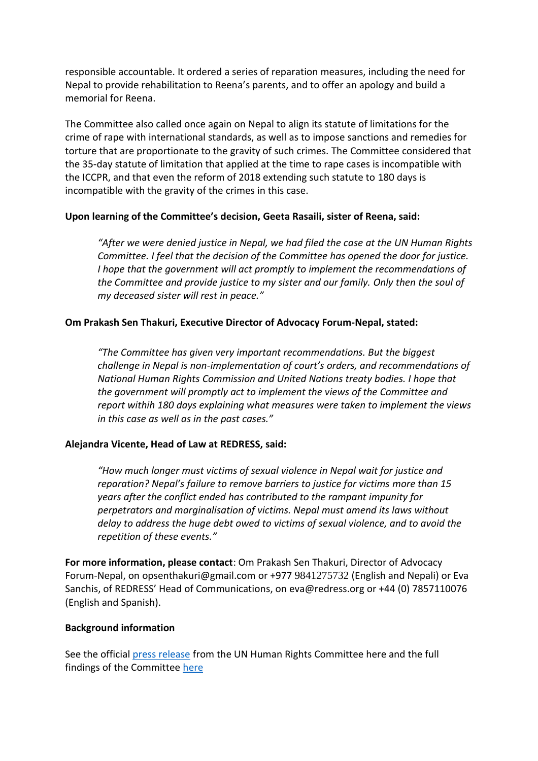responsible accountable. It ordered a series of reparation measures, including the need for Nepal to provide rehabilitation to Reena's parents, and to offer an apology and build a memorial for Reena.

The Committee also called once again on Nepal to align its statute of limitations for the crime of rape with international standards, as well as to impose sanctions and remedies for torture that are proportionate to the gravity of such crimes. The Committee considered that the 35-day statute of limitation that applied at the time to rape cases is incompatible with the ICCPR, and that even the reform of 2018 extending such statute to 180 days is incompatible with the gravity of the crimes in this case.

**Upon learning of the Committee's decision, Geeta Rasaili, sister of Reena, said:**

> *"After we were denied justice in Nepal, we had filed the case at the UN Human Rights Committee. I feel that the decision of the Committee has opened the door for justice. I hope that the government will act promptly to implement the recommendations of the Committee and provide justice to my sister and our family. Only then the soul of my deceased sister will rest in peace."*

**Om Prakash Sen Thakuri, Executive Director of Advocacy Forum-Nepal, stated:**

> *"The Committee has given very important recommendations. But the biggest challenge in Nepal is non-implementation of court's orders, and recommendations of National Human Rights Commission and United Nations treaty bodies. I hope that the government will promptly act to implement the views of the Committee and report withih 180 days explaining what measures were taken to implement the views in this case as well as in the past cases."*

**Alejandra Vicente, Head of Law at REDRESS, said:**

> *"How much longer must victims of sexual violence in Nepal wait for justice and reparation? Nepal's failure to remove barriers to justice for victims more than 15 years after the conflict ended has contributed to the rampant impunity for perpetrators and marginalisation of victims. Nepal must amend its laws without delay to address the huge debt owed to victims of sexual violence, and to avoid the repetition of these events."*

**For more information, please contact**: Om Prakash Sen Thakuri, Director of Advocacy Forum-Nepal, on opsenthakuri@gmail.com or +977 9841275732 (English and Nepali) or Eva Sanchis, of REDRESS' Head of Communications, on eva@redress.org or +44 (0) 7857110076 (English and Spanish).

**Background information**

See the official press release from the UN Human Rights Committee here and the full findings of the Committee here